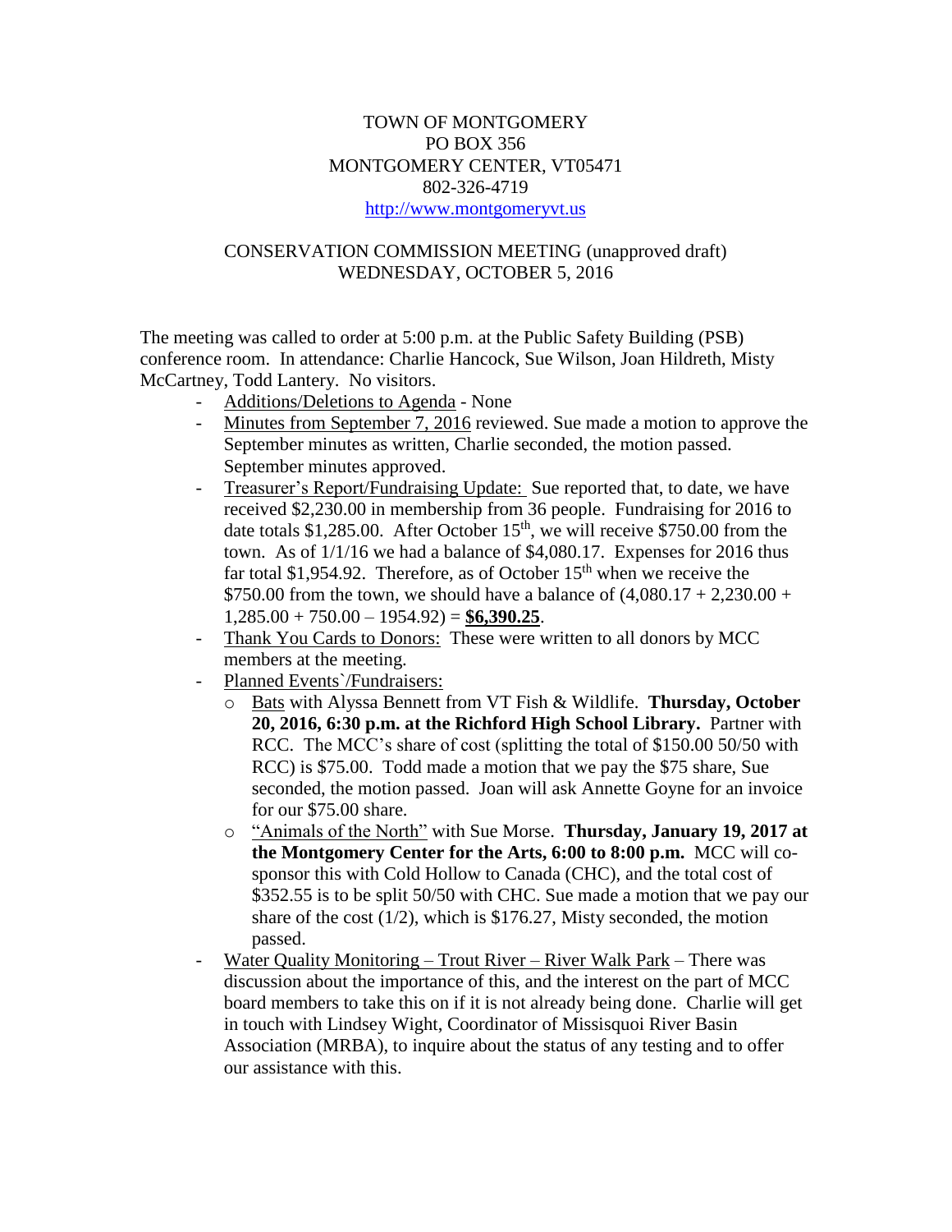TOWN OF MONTGOMERY
PO BOX 356
MONTGOMERY CENTER, VT05471
802-326-4719
http://www.montgomeryvt.us

CONSERVATION COMMISSION MEETING (unapproved draft)
WEDNESDAY, OCTOBER 5, 2016

The meeting was called to order at 5:00 p.m. at the Public Safety Building (PSB) conference room. In attendance: Charlie Hancock, Sue Wilson, Joan Hildreth, Misty McCartney, Todd Lantery. No visitors.

- Additions/Deletions to Agenda - None
- Minutes from September 7, 2016 reviewed. Sue made a motion to approve the September minutes as written, Charlie seconded, the motion passed. September minutes approved.
- Treasurer's Report/Fundraising Update: Sue reported that, to date, we have received $2,230.00 in membership from 36 people. Fundraising for 2016 to date totals $1,285.00. After October 15th, we will receive $750.00 from the town. As of 1/1/16 we had a balance of $4,080.17. Expenses for 2016 thus far total $1,954.92. Therefore, as of October 15th when we receive the $750.00 from the town, we should have a balance of (4,080.17 + 2,230.00 + 1,285.00 + 750.00 – 1954.92) = **$6,390.25**.
- Thank You Cards to Donors: These were written to all donors by MCC members at the meeting.
- Planned Events`/Fundraisers:
  - Bats with Alyssa Bennett from VT Fish & Wildlife. **Thursday, October 20, 2016, 6:30 p.m. at the Richford High School Library.** Partner with RCC. The MCC's share of cost (splitting the total of $150.00 50/50 with RCC) is $75.00. Todd made a motion that we pay the $75 share, Sue seconded, the motion passed. Joan will ask Annette Goyne for an invoice for our $75.00 share.
  - "Animals of the North" with Sue Morse. **Thursday, January 19, 2017 at the Montgomery Center for the Arts, 6:00 to 8:00 p.m.** MCC will co-sponsor this with Cold Hollow to Canada (CHC), and the total cost of $352.55 is to be split 50/50 with CHC. Sue made a motion that we pay our share of the cost (1/2), which is $176.27, Misty seconded, the motion passed.
- Water Quality Monitoring – Trout River – River Walk Park – There was discussion about the importance of this, and the interest on the part of MCC board members to take this on if it is not already being done. Charlie will get in touch with Lindsey Wight, Coordinator of Missisquoi River Basin Association (MRBA), to inquire about the status of any testing and to offer our assistance with this.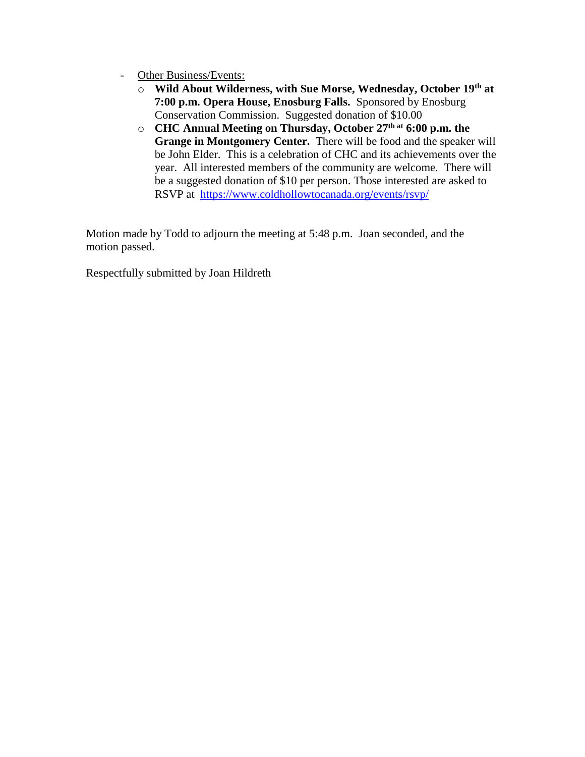- Other Business/Events:
  - **Wild About Wilderness, with Sue Morse, Wednesday, October 19th at 7:00 p.m. Opera House, Enosburg Falls.** Sponsored by Enosburg Conservation Commission. Suggested donation of $10.00
  - **CHC Annual Meeting on Thursday, October 27th at 6:00 p.m. the Grange in Montgomery Center.** There will be food and the speaker will be John Elder. This is a celebration of CHC and its achievements over the year. All interested members of the community are welcome. There will be a suggested donation of $10 per person. Those interested are asked to RSVP at https://www.coldhollowtocanada.org/events/rsvp/

Motion made by Todd to adjourn the meeting at 5:48 p.m. Joan seconded, and the motion passed.

Respectfully submitted by Joan Hildreth